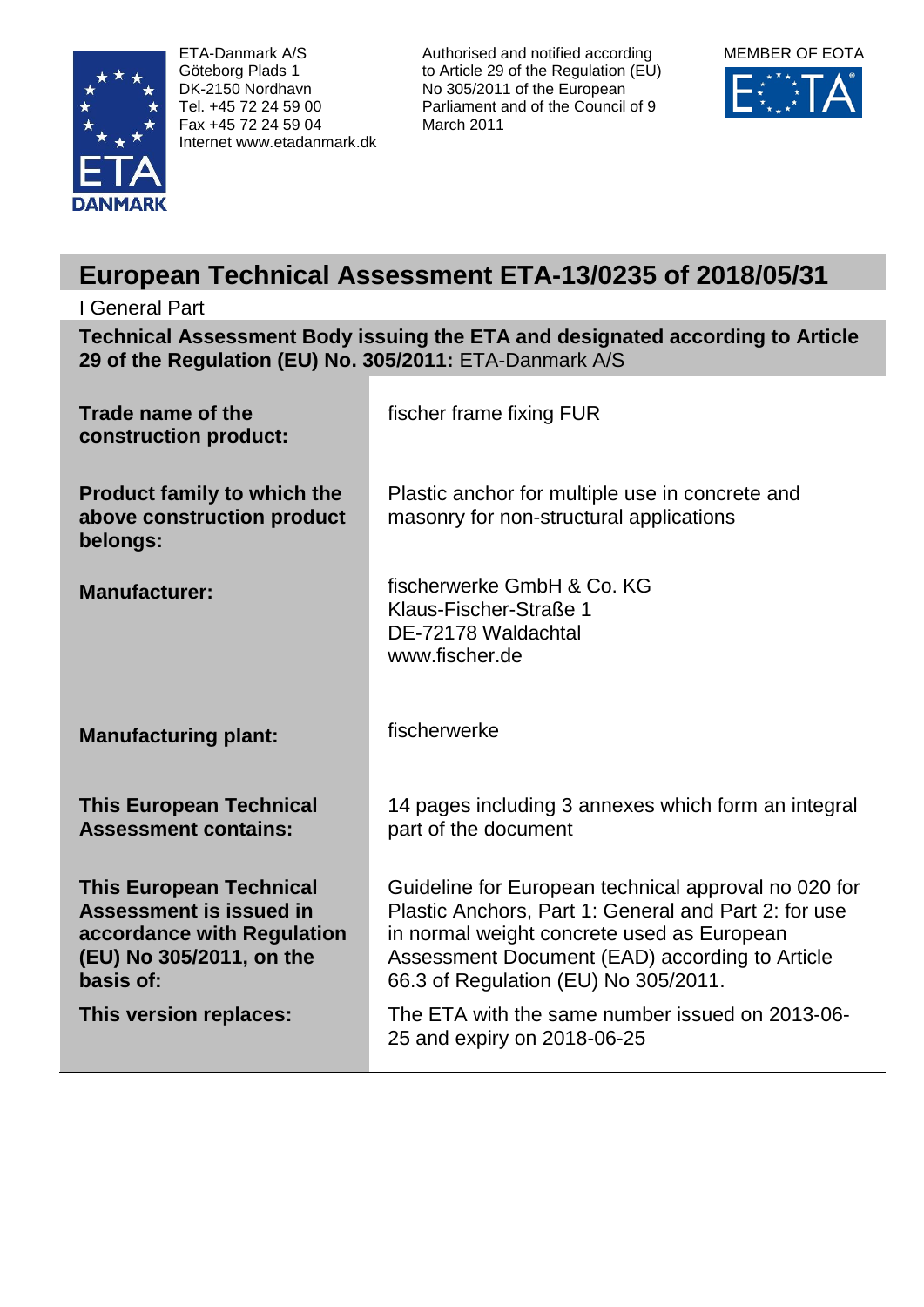ETA-Danmark A/S
Göteborg Plads 1
DK-2150 Nordhavn
Tel. +45 72 24 59 00
Fax +45 72 24 59 04
Internet www.etadanmark.dk

Authorised and notified according to Article 29 of the Regulation (EU) No 305/2011 of the European Parliament and of the Council of 9 March 2011

MEMBER OF EOTA

# European Technical Assessment ETA-13/0235 of 2018/05/31

I General Part

**Technical Assessment Body issuing the ETA and designated according to Article 29 of the Regulation (EU) No. 305/2011:** ETA-Danmark A/S

| | |
|---|---|
| **Trade name of the construction product:** | fischer frame fixing FUR |
| **Product family to which the above construction product belongs:** | Plastic anchor for multiple use in concrete and masonry for non-structural applications |
| **Manufacturer:** | fischerwerke GmbH & Co. KG<br>Klaus-Fischer-Straße 1<br>DE-72178 Waldachtal<br>www.fischer.de |
| **Manufacturing plant:** | fischerwerke |
| **This European Technical Assessment contains:** | 14 pages including 3 annexes which form an integral part of the document |
| **This European Technical Assessment is issued in accordance with Regulation (EU) No 305/2011, on the basis of:** | Guideline for European technical approval no 020 for Plastic Anchors, Part 1: General and Part 2: for use in normal weight concrete used as European Assessment Document (EAD) according to Article 66.3 of Regulation (EU) No 305/2011. |
| **This version replaces:** | The ETA with the same number issued on 2013-06-25 and expiry on 2018-06-25 |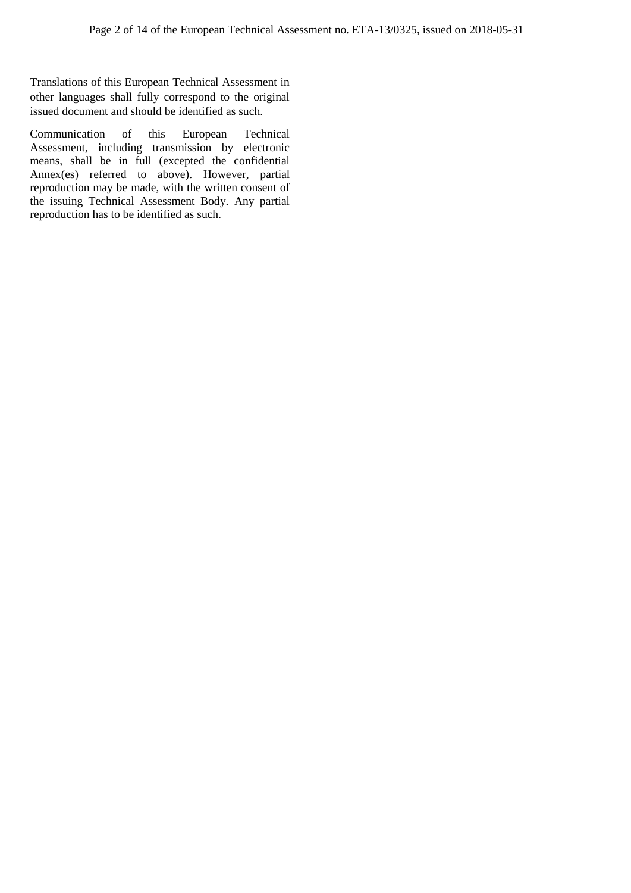Translations of this European Technical Assessment in other languages shall fully correspond to the original issued document and should be identified as such.

Communication of this European Technical Assessment, including transmission by electronic means, shall be in full (excepted the confidential Annex(es) referred to above). However, partial reproduction may be made, with the written consent of the issuing Technical Assessment Body. Any partial reproduction has to be identified as such.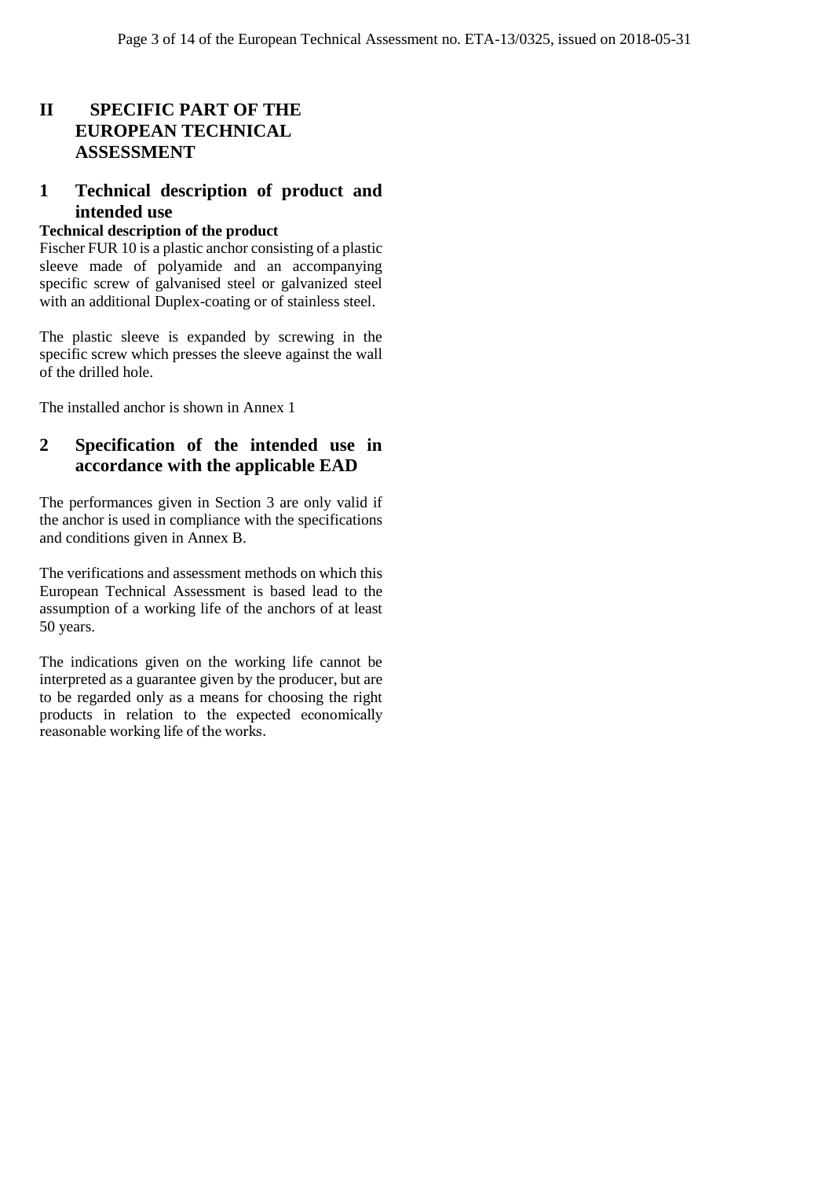# II SPECIFIC PART OF THE EUROPEAN TECHNICAL ASSESSMENT

## 1 Technical description of product and intended use

**Technical description of the product**

Fischer FUR 10 is a plastic anchor consisting of a plastic sleeve made of polyamide and an accompanying specific screw of galvanised steel or galvanized steel with an additional Duplex-coating or of stainless steel.

The plastic sleeve is expanded by screwing in the specific screw which presses the sleeve against the wall of the drilled hole.

The installed anchor is shown in Annex 1

## 2 Specification of the intended use in accordance with the applicable EAD

The performances given in Section 3 are only valid if the anchor is used in compliance with the specifications and conditions given in Annex B.

The verifications and assessment methods on which this European Technical Assessment is based lead to the assumption of a working life of the anchors of at least 50 years.

The indications given on the working life cannot be interpreted as a guarantee given by the producer, but are to be regarded only as a means for choosing the right products in relation to the expected economically reasonable working life of the works.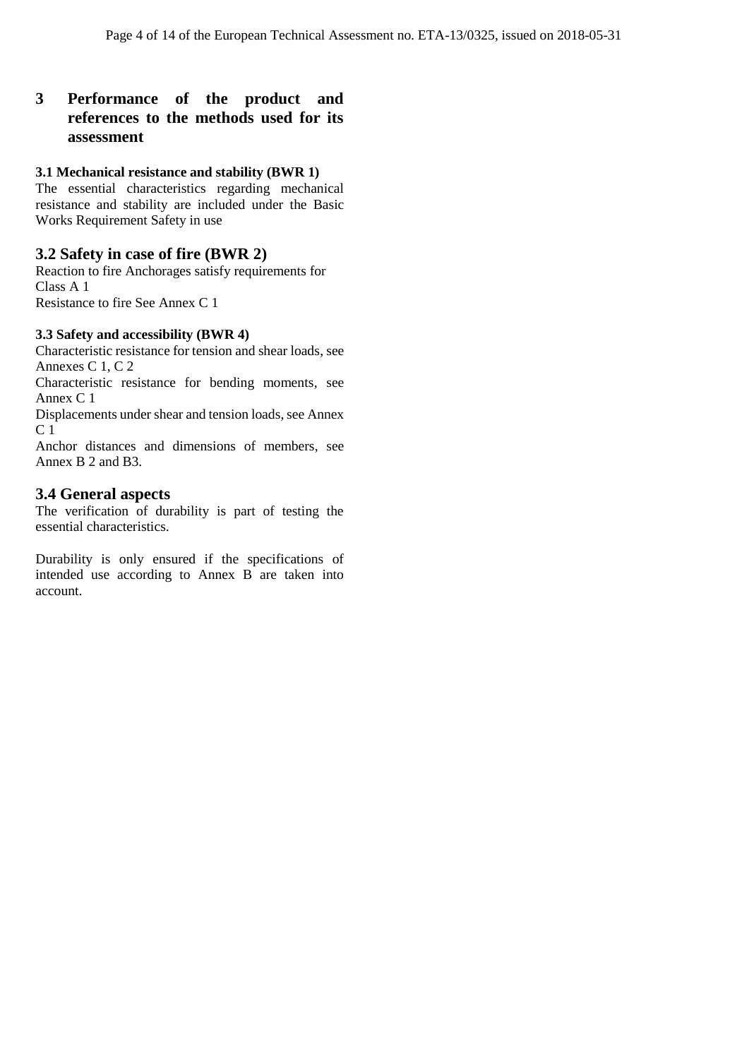# 3 Performance of the product and references to the methods used for its assessment

### 3.1 Mechanical resistance and stability (BWR 1)

The essential characteristics regarding mechanical resistance and stability are included under the Basic Works Requirement Safety in use

## 3.2 Safety in case of fire (BWR 2)

Reaction to fire Anchorages satisfy requirements for Class A 1

Resistance to fire See Annex C 1

### 3.3 Safety and accessibility (BWR 4)

Characteristic resistance for tension and shear loads, see Annexes C 1, C 2

Characteristic resistance for bending moments, see Annex C 1

Displacements under shear and tension loads, see Annex C 1

Anchor distances and dimensions of members, see Annex B 2 and B3.

## 3.4 General aspects

The verification of durability is part of testing the essential characteristics.

Durability is only ensured if the specifications of intended use according to Annex B are taken into account.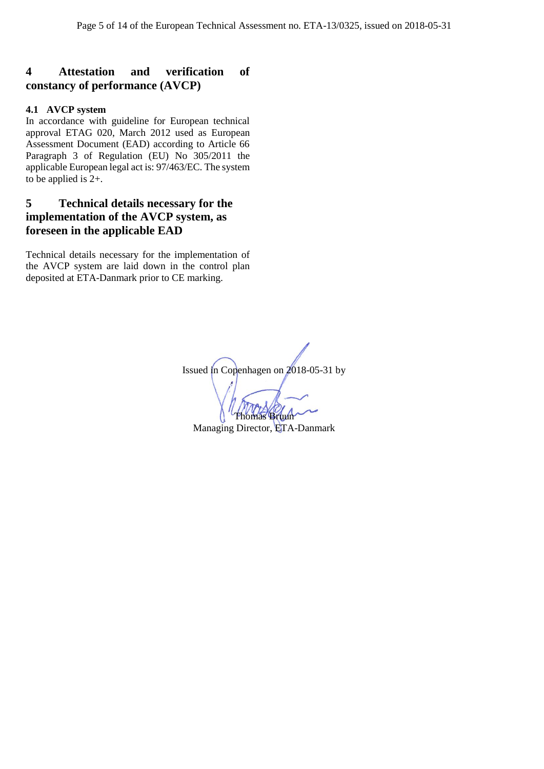## 4 Attestation and verification of constancy of performance (AVCP)

### 4.1 AVCP system

In accordance with guideline for European technical approval ETAG 020, March 2012 used as European Assessment Document (EAD) according to Article 66 Paragraph 3 of Regulation (EU) No 305/2011 the applicable European legal act is: 97/463/EC. The system to be applied is 2+.

## 5 Technical details necessary for the implementation of the AVCP system, as foreseen in the applicable EAD

Technical details necessary for the implementation of the AVCP system are laid down in the control plan deposited at ETA-Danmark prior to CE marking.

Issued in Copenhagen on 2018-05-31 by

Thomas Bruun
Managing Director, ETA-Danmark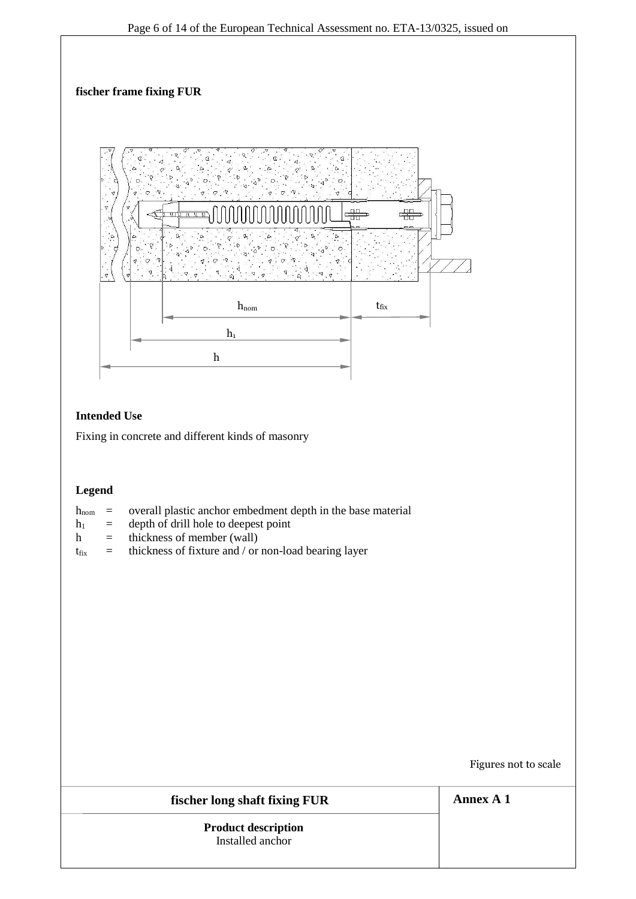**fischer frame fixing FUR**

$h_{nom}$ $t_{fix}$

$h_1$

$h$

**Intended Use**

Fixing in concrete and different kinds of masonry

**Legend**

$h_{nom}$ = overall plastic anchor embedment depth in the base material
$h_1$ = depth of drill hole to deepest point
$h$ = thickness of member (wall)
$t_{fix}$ = thickness of fixture and / or non-load bearing layer

Figures not to scale

| fischer long shaft fixing FUR | Annex A 1 |
|---|---|
| **Product description**<br>Installed anchor | |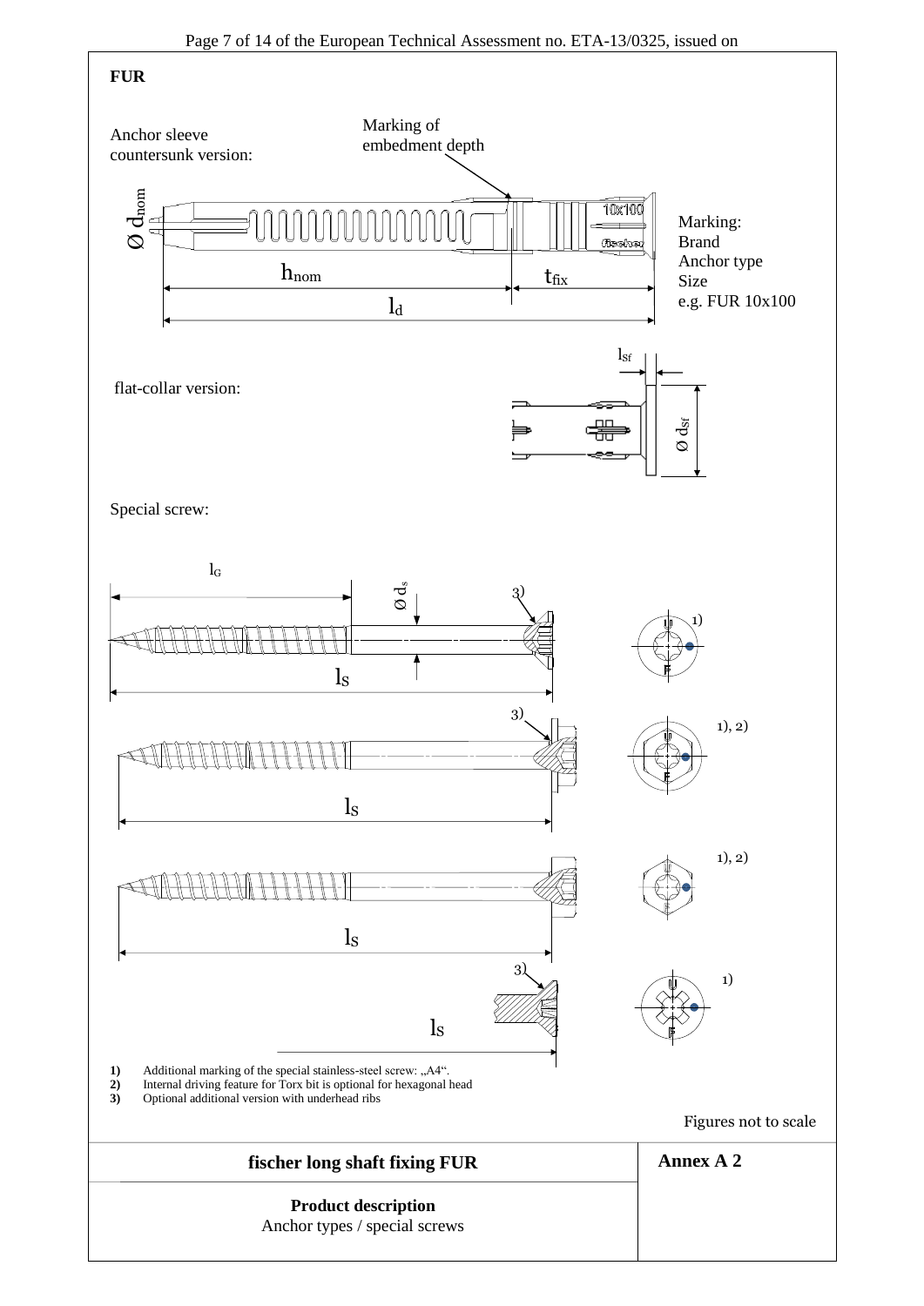**FUR**

Anchor sleeve countersunk version:

Marking of embedment depth

$\varnothing d_{nom}$

$h_{nom}$

$t_{fix}$

$l_d$

Marking:
Brand
Anchor type
Size
e.g. FUR 10x100

flat-collar version:

$l_{sf}$

$\varnothing d_{sf}$

Special screw:

$l_G$

$\varnothing d_s$

$l_S$

3)

1)

1), 2)

**1)** Additional marking of the special stainless-steel screw: „A4".
**2)** Internal driving feature for Torx bit is optional for hexagonal head
**3)** Optional additional version with underhead ribs

Figures not to scale

| **fischer long shaft fixing FUR** | **Annex A 2** |
|---|---|
| **Product description**<br>Anchor types / special screws | |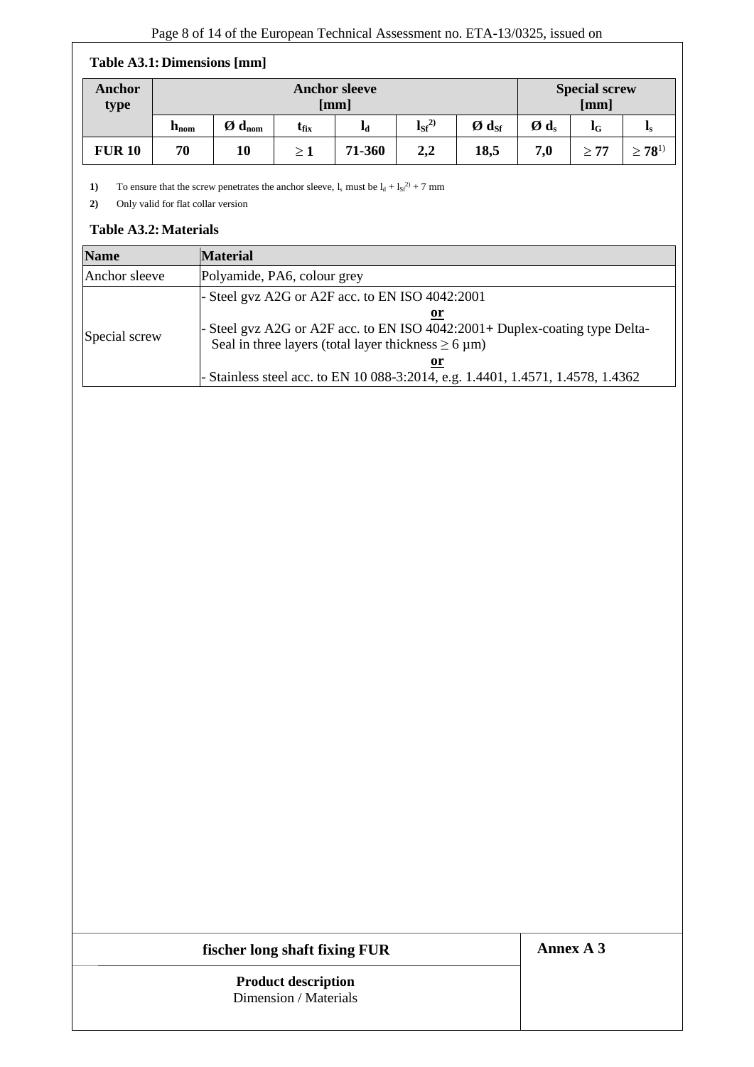**Table A3.1: Dimensions [mm]**

| Anchor type | Anchor sleeve [mm] | | | | | | Special screw [mm] | | |
|---|---|---|---|---|---|---|---|---|---|
| | $h_{nom}$ | Ø $d_{nom}$ | $t_{fix}$ | $l_d$ | $l_{Sf}$[2)] | Ø $d_{Sf}$ | Ø $d_s$ | $l_G$ | $l_s$ |
| **FUR 10** | **70** | **10** | **≥ 1** | **71-360** | **2,2** | **18,5** | **7,0** | **≥ 77** | **≥ 78**[1)] |

**1)** To ensure that the screw penetrates the anchor sleeve, $l_s$ must be $l_d + l_{Sf}$[2)] + 7 mm

**2)** Only valid for flat collar version

**Table A3.2: Materials**

| Name | Material |
|---|---|
| Anchor sleeve | Polyamide, PA6, colour grey |
| Special screw | - Steel gvz A2G or A2F acc. to EN ISO 4042:2001 <br> **or** <br> - Steel gvz A2G or A2F acc. to EN ISO 4042:2001+ Duplex-coating type Delta-Seal in three layers (total layer thickness ≥ 6 µm) <br> **or** <br> - Stainless steel acc. to EN 10 088-3:2014, e.g. 1.4401, 1.4571, 1.4578, 1.4362 |

| fischer long shaft fixing FUR | Annex A 3 |
|---|---|
| **Product description** <br> Dimension / Materials | |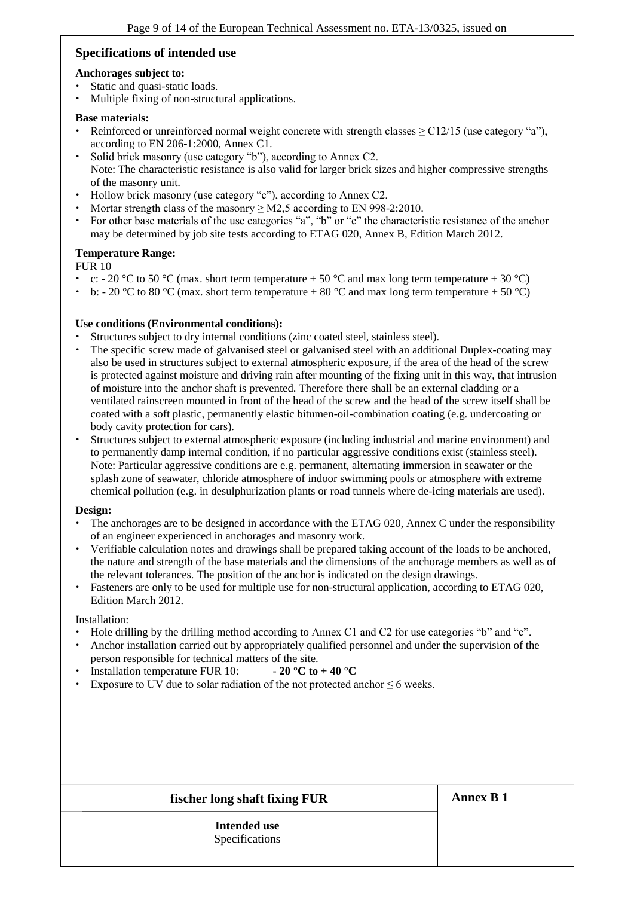## Specifications of intended use

**Anchorages subject to:**

- Static and quasi-static loads.
- Multiple fixing of non-structural applications.

**Base materials:**

- Reinforced or unreinforced normal weight concrete with strength classes ≥ C12/15 (use category "a"), according to EN 206-1:2000, Annex C1.
- Solid brick masonry (use category "b"), according to Annex C2.
  Note: The characteristic resistance is also valid for larger brick sizes and higher compressive strengths of the masonry unit.
- Hollow brick masonry (use category "c"), according to Annex C2.
- Mortar strength class of the masonry ≥ M2,5 according to EN 998-2:2010.
- For other base materials of the use categories "a", "b" or "c" the characteristic resistance of the anchor may be determined by job site tests according to ETAG 020, Annex B, Edition March 2012.

**Temperature Range:**

FUR 10

- c: - 20 °C to 50 °C (max. short term temperature + 50 °C and max long term temperature + 30 °C)
- b: - 20 °C to 80 °C (max. short term temperature + 80 °C and max long term temperature + 50 °C)

**Use conditions (Environmental conditions):**

- Structures subject to dry internal conditions (zinc coated steel, stainless steel).
- The specific screw made of galvanised steel or galvanised steel with an additional Duplex-coating may also be used in structures subject to external atmospheric exposure, if the area of the head of the screw is protected against moisture and driving rain after mounting of the fixing unit in this way, that intrusion of moisture into the anchor shaft is prevented. Therefore there shall be an external cladding or a ventilated rainscreen mounted in front of the head of the screw and the head of the screw itself shall be coated with a soft plastic, permanently elastic bitumen-oil-combination coating (e.g. undercoating or body cavity protection for cars).
- Structures subject to external atmospheric exposure (including industrial and marine environment) and to permanently damp internal condition, if no particular aggressive conditions exist (stainless steel).
  Note: Particular aggressive conditions are e.g. permanent, alternating immersion in seawater or the splash zone of seawater, chloride atmosphere of indoor swimming pools or atmosphere with extreme chemical pollution (e.g. in desulphurization plants or road tunnels where de-icing materials are used).

**Design:**

- The anchorages are to be designed in accordance with the ETAG 020, Annex C under the responsibility of an engineer experienced in anchorages and masonry work.
- Verifiable calculation notes and drawings shall be prepared taking account of the loads to be anchored, the nature and strength of the base materials and the dimensions of the anchorage members as well as of the relevant tolerances. The position of the anchor is indicated on the design drawings.
- Fasteners are only to be used for multiple use for non-structural application, according to ETAG 020, Edition March 2012.

Installation:

- Hole drilling by the drilling method according to Annex C1 and C2 for use categories "b" and "c".
- Anchor installation carried out by appropriately qualified personnel and under the supervision of the person responsible for technical matters of the site.
- Installation temperature FUR 10: **- 20 °C to + 40 °C**
- Exposure to UV due to solar radiation of the not protected anchor ≤ 6 weeks.

| fischer long shaft fixing FUR | Annex B 1 |
|---|---|
| **Intended use** Specifications | |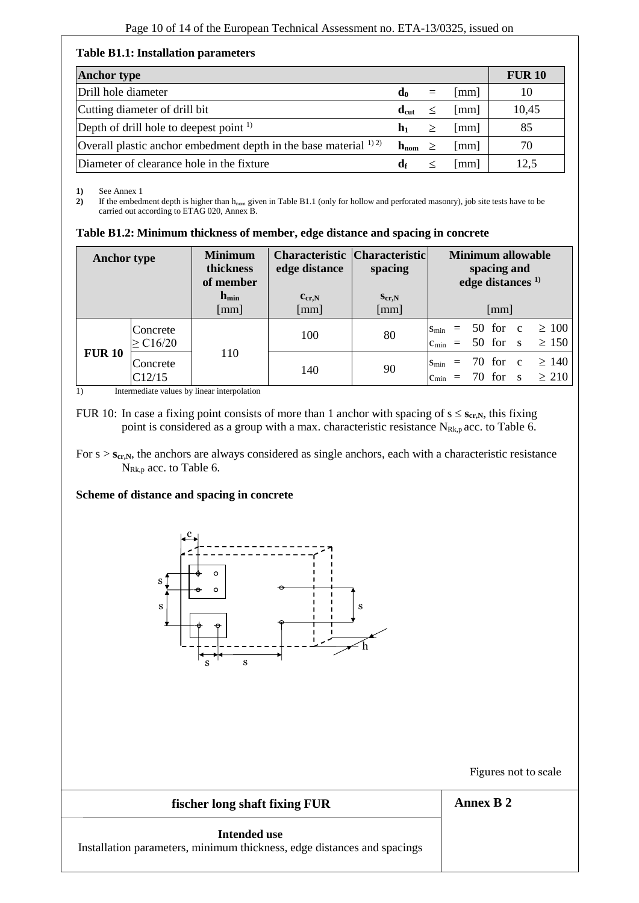**Table B1.1: Installation parameters**

| Anchor type | | | | FUR 10 |
|---|---|---|---|---|
| Drill hole diameter | $d_0$ | = | [mm] | 10 |
| Cutting diameter of drill bit | $d_{cut}$ | ≤ | [mm] | 10,45 |
| Depth of drill hole to deepest point [1] | $h_1$ | ≥ | [mm] | 85 |
| Overall plastic anchor embedment depth in the base material [1) 2)] | $h_{nom}$ | ≥ | [mm] | 70 |
| Diameter of clearance hole in the fixture | $d_f$ | ≤ | [mm] | 12,5 |

**1)** See Annex 1
**2)** If the embedment depth is higher than $h_{nom}$ given in Table B1.1 (only for hollow and perforated masonry), job site tests have to be carried out according to ETAG 020, Annex B.

**Table B1.2: Minimum thickness of member, edge distance and spacing in concrete**

| Anchor type | | Minimum thickness of member $h_{min}$ [mm] | Characteristic edge distance $c_{cr,N}$ [mm] | Characteristic spacing $s_{cr,N}$ [mm] | Minimum allowable spacing and edge distances [1)] [mm] |
|---|---|---|---|---|---|
| FUR 10 | Concrete ≥ C16/20 | 110 | 100 | 80 | $s_{min}$ = 50 for c ≥ 100<br>$c_{min}$ = 50 for s ≥ 150 |
| | Concrete C12/15 | | 140 | 90 | $s_{min}$ = 70 for c ≥ 140<br>$c_{min}$ = 70 for s ≥ 210 |

1) Intermediate values by linear interpolation

FUR 10: In case a fixing point consists of more than 1 anchor with spacing of $s \leq s_{cr,N}$, this fixing point is considered as a group with a max. characteristic resistance $N_{Rk,p}$ acc. to Table 6.

For $s > s_{cr,N}$, the anchors are always considered as single anchors, each with a characteristic resistance $N_{Rk,p}$ acc. to Table 6.

**Scheme of distance and spacing in concrete**

Figures not to scale

**fischer long shaft fixing FUR** — **Annex B 2**

**Intended use**
Installation parameters, minimum thickness, edge distances and spacings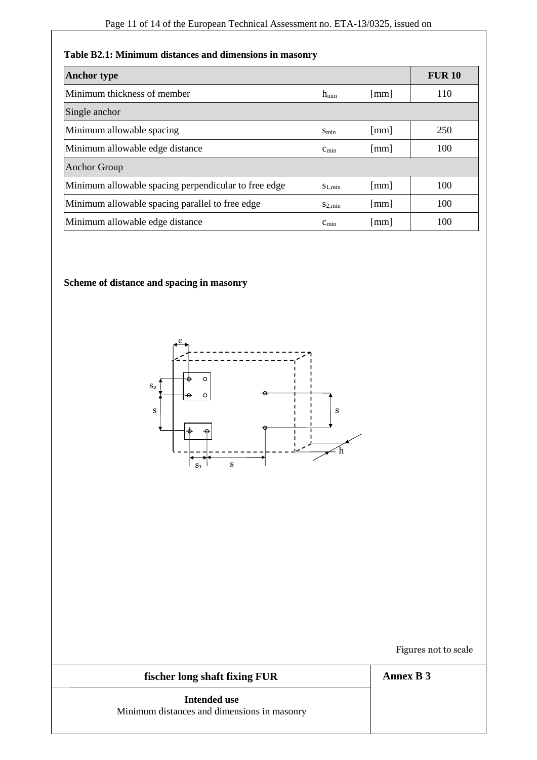**Table B2.1: Minimum distances and dimensions in masonry**

| Anchor type | | | FUR 10 |
|---|---|---|---|
| Minimum thickness of member | $h_{min}$ | [mm] | 110 |
| Single anchor | | | |
| Minimum allowable spacing | $s_{min}$ | [mm] | 250 |
| Minimum allowable edge distance | $c_{min}$ | [mm] | 100 |
| Anchor Group | | | |
| Minimum allowable spacing perpendicular to free edge | $s_{1,min}$ | [mm] | 100 |
| Minimum allowable spacing parallel to free edge | $s_{2,min}$ | [mm] | 100 |
| Minimum allowable edge distance | $c_{min}$ | [mm] | 100 |

**Scheme of distance and spacing in masonry**

Figures not to scale

**fischer long shaft fixing FUR**

**Intended use**
Minimum distances and dimensions in masonry

**Annex B 3**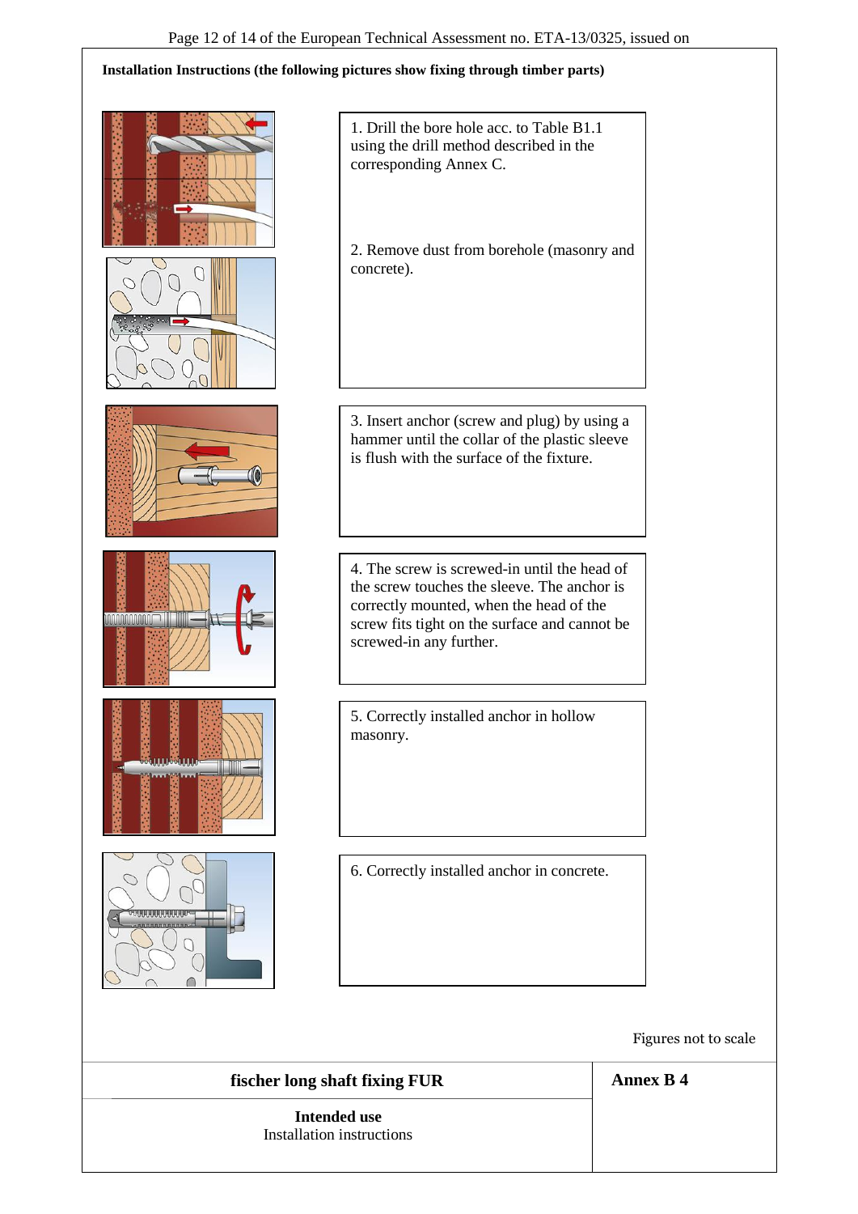**Installation Instructions (the following pictures show fixing through timber parts)**

1. Drill the bore hole acc. to Table B1.1 using the drill method described in the corresponding Annex C.

2. Remove dust from borehole (masonry and concrete).

3. Insert anchor (screw and plug) by using a hammer until the collar of the plastic sleeve is flush with the surface of the fixture.

4. The screw is screwed-in until the head of the screw touches the sleeve. The anchor is correctly mounted, when the head of the screw fits tight on the surface and cannot be screwed-in any further.

5. Correctly installed anchor in hollow masonry.

6. Correctly installed anchor in concrete.

Figures not to scale

| **fischer long shaft fixing FUR** | **Annex B 4** |
|---|---|
| **Intended use**<br>Installation instructions | |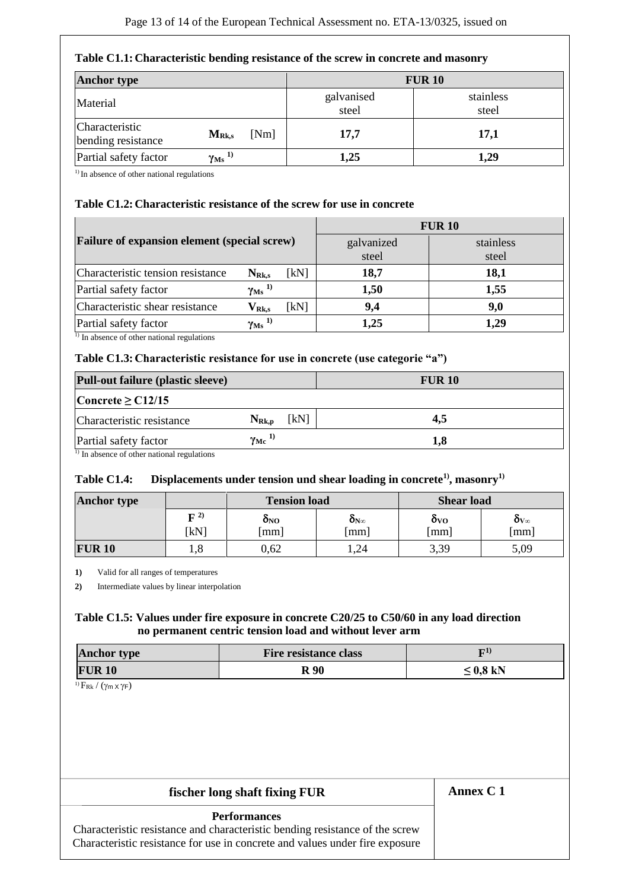**Table C1.1: Characteristic bending resistance of the screw in concrete and masonry**

| Anchor type | | | FUR 10 | |
|---|---|---|---|---|
| Material | | | galvanised steel | stainless steel |
| Characteristic bending resistance | $M_{Rk,s}$ | [Nm] | **17,7** | **17,1** |
| Partial safety factor | $\gamma_{Ms}$ [1)] | | **1,25** | **1,29** |

[1)] In absence of other national regulations

**Table C1.2: Characteristic resistance of the screw for use in concrete**

| Failure of expansion element (special screw) | | | FUR 10 | |
|---|---|---|---|---|
| | | | galvanized steel | stainless steel |
| Characteristic tension resistance | $N_{Rk,s}$ | [kN] | **18,7** | **18,1** |
| Partial safety factor | $\gamma_{Ms}$ [1)] | | **1,50** | **1,55** |
| Characteristic shear resistance | $V_{Rk,s}$ | [kN] | **9,4** | **9,0** |
| Partial safety factor | $\gamma_{Ms}$ [1)] | | **1,25** | **1,29** |

[1)] In absence of other national regulations

**Table C1.3: Characteristic resistance for use in concrete (use categorie "a")**

| Pull-out failure (plastic sleeve) | | | FUR 10 |
|---|---|---|---|
| **Concrete ≥ C12/15** | | | |
| Characteristic resistance | $N_{Rk,p}$ | [kN] | **4,5** |
| Partial safety factor | $\gamma_{Mc}$ [1)] | | **1,8** |

[1)] In absence of other national regulations

**Table C1.4: Displacements under tension und shear loading in concrete[1)], masonry[1)]**

| Anchor type | | Tension load | | Shear load | |
|---|---|---|---|---|---|
| | $F$ [2)] [kN] | $\delta_{NO}$ [mm] | $\delta_{N\infty}$ [mm] | $\delta_{VO}$ [mm] | $\delta_{V\infty}$ [mm] |
| **FUR 10** | 1,8 | 0,62 | 1,24 | 3,39 | 5,09 |

**1)** Valid for all ranges of temperatures

**2)** Intermediate values by linear interpolation

**Table C1.5: Values under fire exposure in concrete C20/25 to C50/60 in any load direction no permanent centric tension load and without lever arm**

| Anchor type | Fire resistance class | F[1)] |
|---|---|---|
| **FUR 10** | **R 90** | **≤ 0,8 kN** |

[1)] $F_{Rk} / (\gamma_m \times \gamma_F)$

| fischer long shaft fixing FUR | Annex C 1 |
|---|---|
| **Performances**<br>Characteristic resistance and characteristic bending resistance of the screw<br>Characteristic resistance for use in concrete and values under fire exposure | |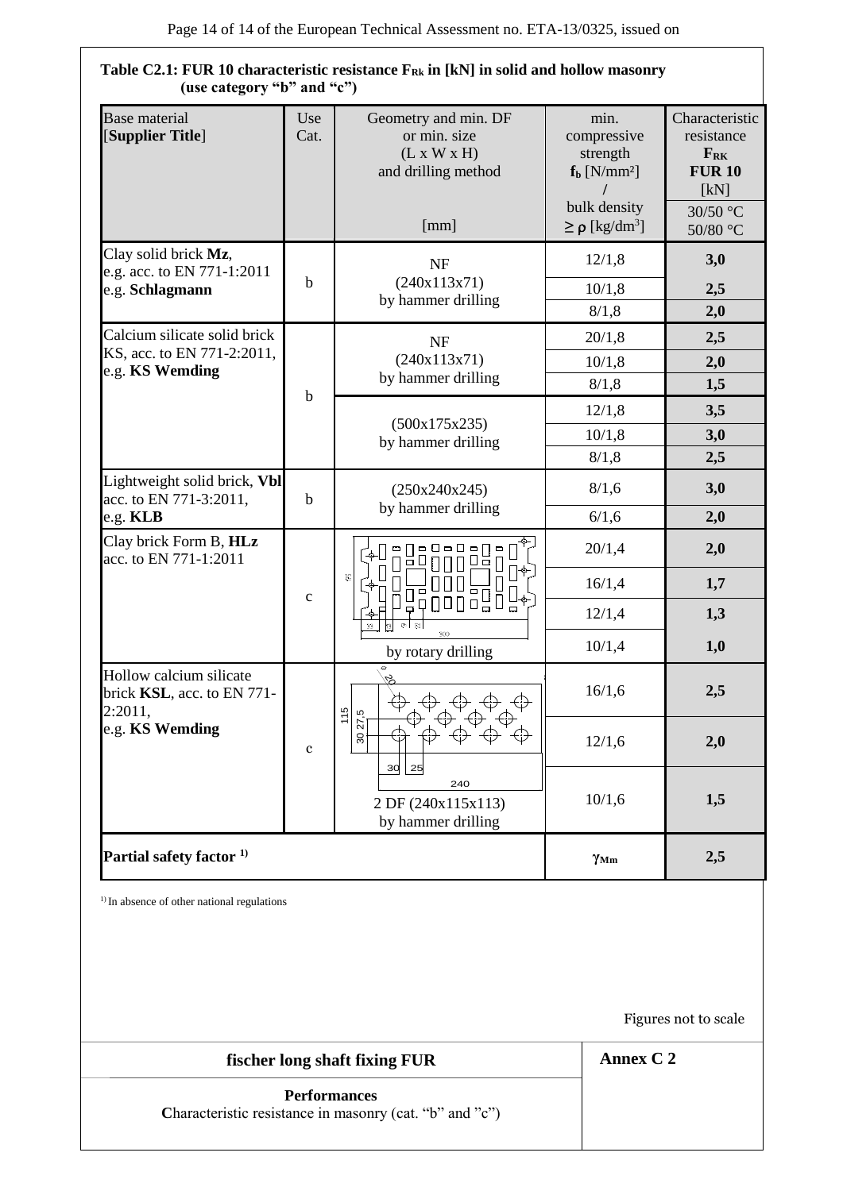Page 14 of 14 of the European Technical Assessment no. ETA-13/0325, issued on

**Table C2.1: FUR 10 characteristic resistance $F_{Rk}$ in [kN] in solid and hollow masonry (use category "b" and "c")**

| Base material [**Supplier Title**] | Use Cat. | Geometry and min. DF or min. size (L x W x H) and drilling method [mm] | min. compressive strength $f_b$ [N/mm²] / bulk density $\geq \rho$ [kg/dm³] | Characteristic resistance $F_{RK}$ **FUR 10** [kN] 30/50 °C 50/80 °C |
|---|---|---|---|---|
| Clay solid brick **Mz**, e.g. acc. to EN 771-1:2011 e.g. **Schlagmann** | b | NF (240x113x71) by hammer drilling | 12/1,8 | **3,0** |
| | | | 10/1,8 | **2,5** |
| | | | 8/1,8 | **2,0** |
| Calcium silicate solid brick KS, acc. to EN 771-2:2011, e.g. **KS Wemding** | b | NF (240x113x71) by hammer drilling | 20/1,8 | **2,5** |
| | | | 10/1,8 | **2,0** |
| | | | 8/1,8 | **1,5** |
| | | (500x175x235) by hammer drilling | 12/1,8 | **3,5** |
| | | | 10/1,8 | **3,0** |
| | | | 8/1,8 | **2,5** |
| Lightweight solid brick, **Vbl** acc. to EN 771-3:2011, e.g. **KLB** | b | (250x240x245) by hammer drilling | 8/1,6 | **3,0** |
| | | | 6/1,6 | **2,0** |
| Clay brick Form B, **HLz** acc. to EN 771-1:2011 | c | by rotary drilling | 20/1,4 | **2,0** |
| | | | 16/1,4 | **1,7** |
| | | | 12/1,4 | **1,3** |
| | | | 10/1,4 | **1,0** |
| Hollow calcium silicate brick **KSL**, acc. to EN 771-2:2011, e.g. **KS Wemding** | c | 2 DF (240x115x113) by hammer drilling | 16/1,6 | **2,5** |
| | | | 12/1,6 | **2,0** |
| | | | 10/1,6 | **1,5** |
| **Partial safety factor** [1] | | | $\gamma_{Mm}$ | **2,5** |

[1] In absence of other national regulations

Figures not to scale

**fischer long shaft fixing FUR**

**Performances**
Characteristic resistance in masonry (cat. "b" and "c")

**Annex C 2**